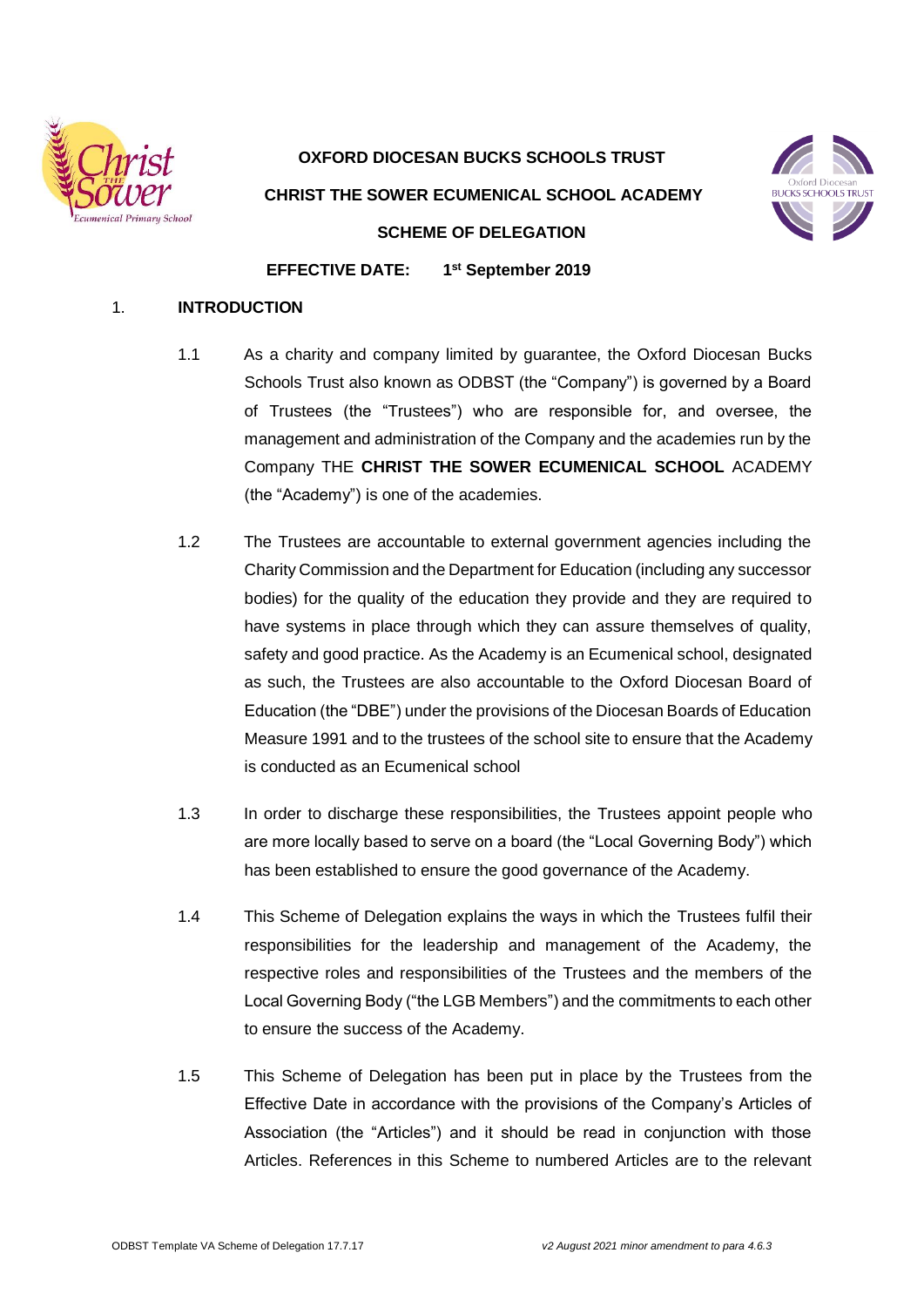**OXFORD DIOCESAN BUCKS SCHOOLS TRUST**

**CHRIST THE SOWER ECUMENICAL SCHOOL ACADEMY**

**SCHEME OF DELEGATION**

**EFFECTIVE DATE: 1st September 2019**

## 1. INTRODUCTION

1.1 As a charity and company limited by guarantee, the Oxford Diocesan Bucks Schools Trust also known as ODBST (the "Company") is governed by a Board of Trustees (the "Trustees") who are responsible for, and oversee, the management and administration of the Company and the academies run by the Company THE **CHRIST THE SOWER ECUMENICAL SCHOOL** ACADEMY (the "Academy") is one of the academies.

1.2 The Trustees are accountable to external government agencies including the Charity Commission and the Department for Education (including any successor bodies) for the quality of the education they provide and they are required to have systems in place through which they can assure themselves of quality, safety and good practice. As the Academy is an Ecumenical school, designated as such, the Trustees are also accountable to the Oxford Diocesan Board of Education (the "DBE") under the provisions of the Diocesan Boards of Education Measure 1991 and to the trustees of the school site to ensure that the Academy is conducted as an Ecumenical school

1.3 In order to discharge these responsibilities, the Trustees appoint people who are more locally based to serve on a board (the "Local Governing Body") which has been established to ensure the good governance of the Academy.

1.4 This Scheme of Delegation explains the ways in which the Trustees fulfil their responsibilities for the leadership and management of the Academy, the respective roles and responsibilities of the Trustees and the members of the Local Governing Body ("the LGB Members") and the commitments to each other to ensure the success of the Academy.

1.5 This Scheme of Delegation has been put in place by the Trustees from the Effective Date in accordance with the provisions of the Company's Articles of Association (the "Articles") and it should be read in conjunction with those Articles. References in this Scheme to numbered Articles are to the relevant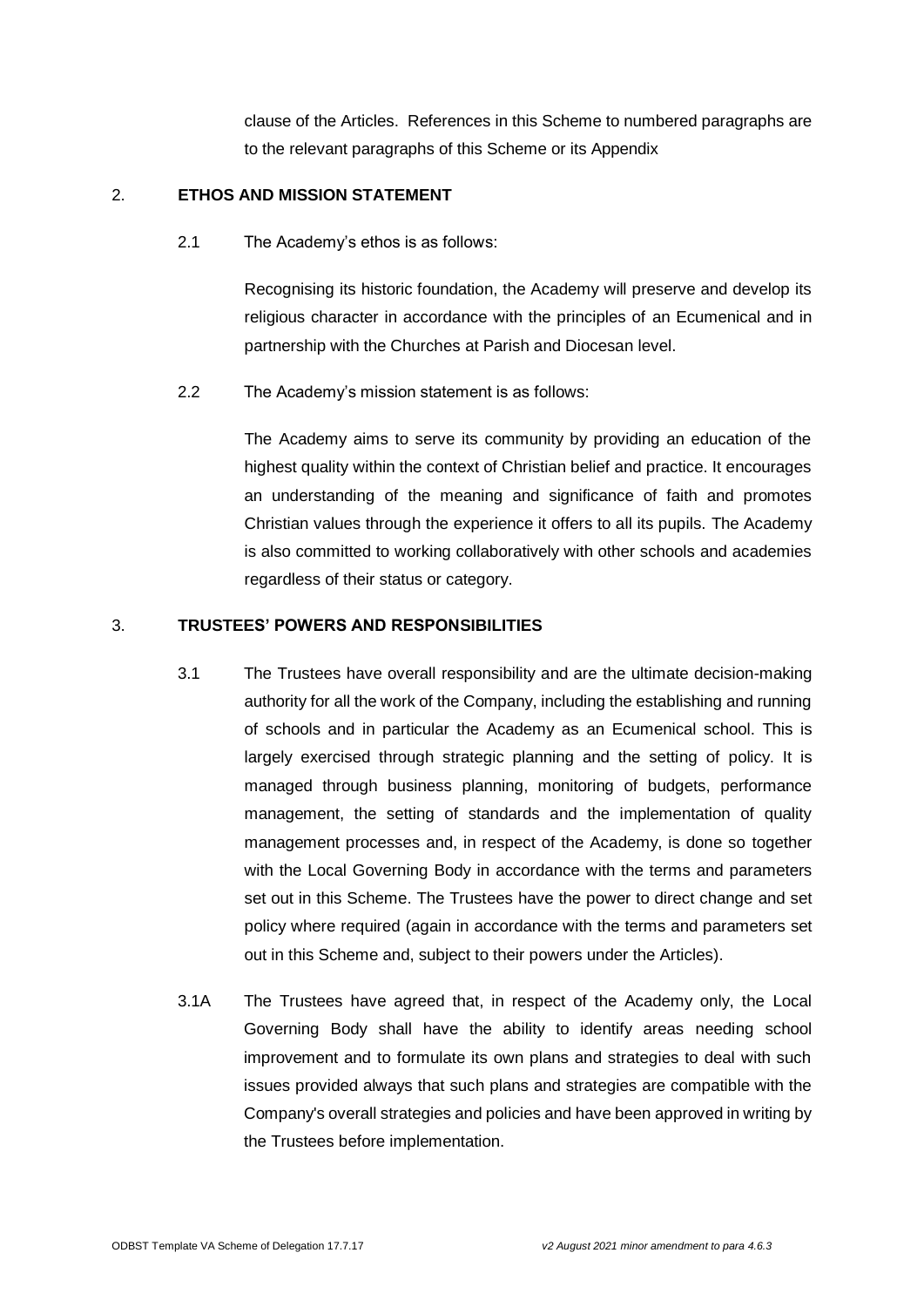clause of the Articles. References in this Scheme to numbered paragraphs are to the relevant paragraphs of this Scheme or its Appendix

2. **ETHOS AND MISSION STATEMENT**

2.1 The Academy's ethos is as follows:

Recognising its historic foundation, the Academy will preserve and develop its religious character in accordance with the principles of an Ecumenical and in partnership with the Churches at Parish and Diocesan level.

2.2 The Academy's mission statement is as follows:

The Academy aims to serve its community by providing an education of the highest quality within the context of Christian belief and practice. It encourages an understanding of the meaning and significance of faith and promotes Christian values through the experience it offers to all its pupils. The Academy is also committed to working collaboratively with other schools and academies regardless of their status or category.

3. **TRUSTEES' POWERS AND RESPONSIBILITIES**

3.1 The Trustees have overall responsibility and are the ultimate decision-making authority for all the work of the Company, including the establishing and running of schools and in particular the Academy as an Ecumenical school. This is largely exercised through strategic planning and the setting of policy. It is managed through business planning, monitoring of budgets, performance management, the setting of standards and the implementation of quality management processes and, in respect of the Academy, is done so together with the Local Governing Body in accordance with the terms and parameters set out in this Scheme. The Trustees have the power to direct change and set policy where required (again in accordance with the terms and parameters set out in this Scheme and, subject to their powers under the Articles).

3.1A The Trustees have agreed that, in respect of the Academy only, the Local Governing Body shall have the ability to identify areas needing school improvement and to formulate its own plans and strategies to deal with such issues provided always that such plans and strategies are compatible with the Company's overall strategies and policies and have been approved in writing by the Trustees before implementation.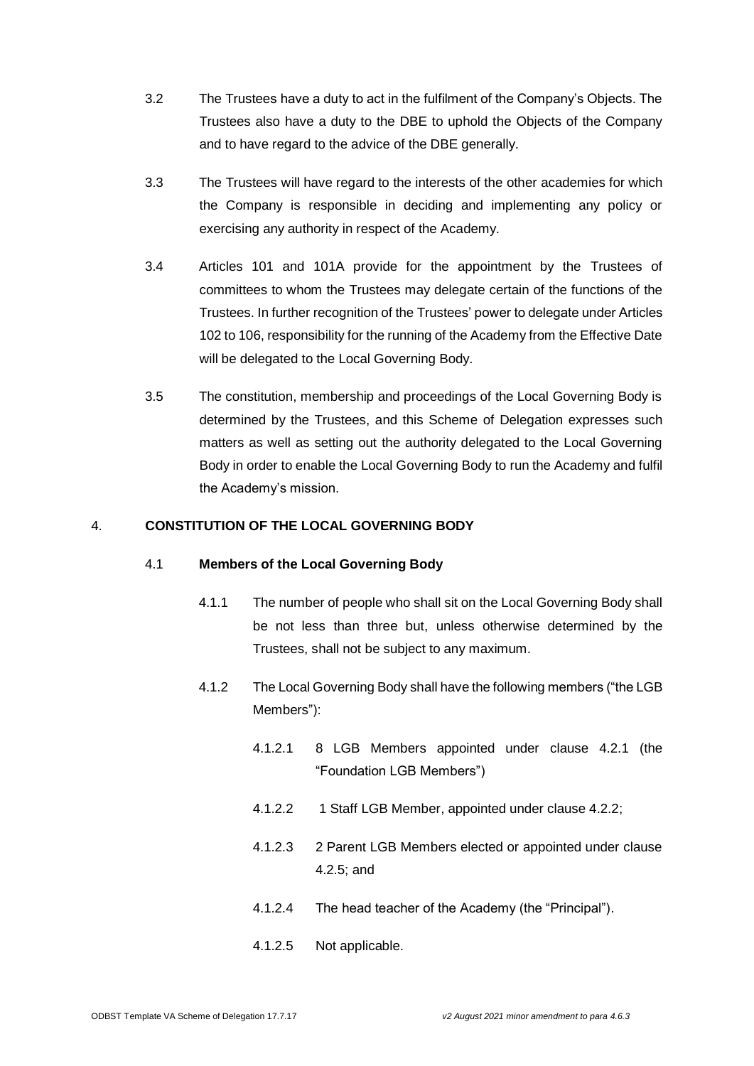3.2 The Trustees have a duty to act in the fulfilment of the Company's Objects. The Trustees also have a duty to the DBE to uphold the Objects of the Company and to have regard to the advice of the DBE generally.

3.3 The Trustees will have regard to the interests of the other academies for which the Company is responsible in deciding and implementing any policy or exercising any authority in respect of the Academy.

3.4 Articles 101 and 101A provide for the appointment by the Trustees of committees to whom the Trustees may delegate certain of the functions of the Trustees. In further recognition of the Trustees' power to delegate under Articles 102 to 106, responsibility for the running of the Academy from the Effective Date will be delegated to the Local Governing Body.

3.5 The constitution, membership and proceedings of the Local Governing Body is determined by the Trustees, and this Scheme of Delegation expresses such matters as well as setting out the authority delegated to the Local Governing Body in order to enable the Local Governing Body to run the Academy and fulfil the Academy's mission.

## 4. CONSTITUTION OF THE LOCAL GOVERNING BODY

### 4.1 Members of the Local Governing Body

4.1.1 The number of people who shall sit on the Local Governing Body shall be not less than three but, unless otherwise determined by the Trustees, shall not be subject to any maximum.

4.1.2 The Local Governing Body shall have the following members ("the LGB Members"):

4.1.2.1 8 LGB Members appointed under clause 4.2.1 (the "Foundation LGB Members")

4.1.2.2 1 Staff LGB Member, appointed under clause 4.2.2;

4.1.2.3 2 Parent LGB Members elected or appointed under clause 4.2.5; and

4.1.2.4 The head teacher of the Academy (the "Principal").

4.1.2.5 Not applicable.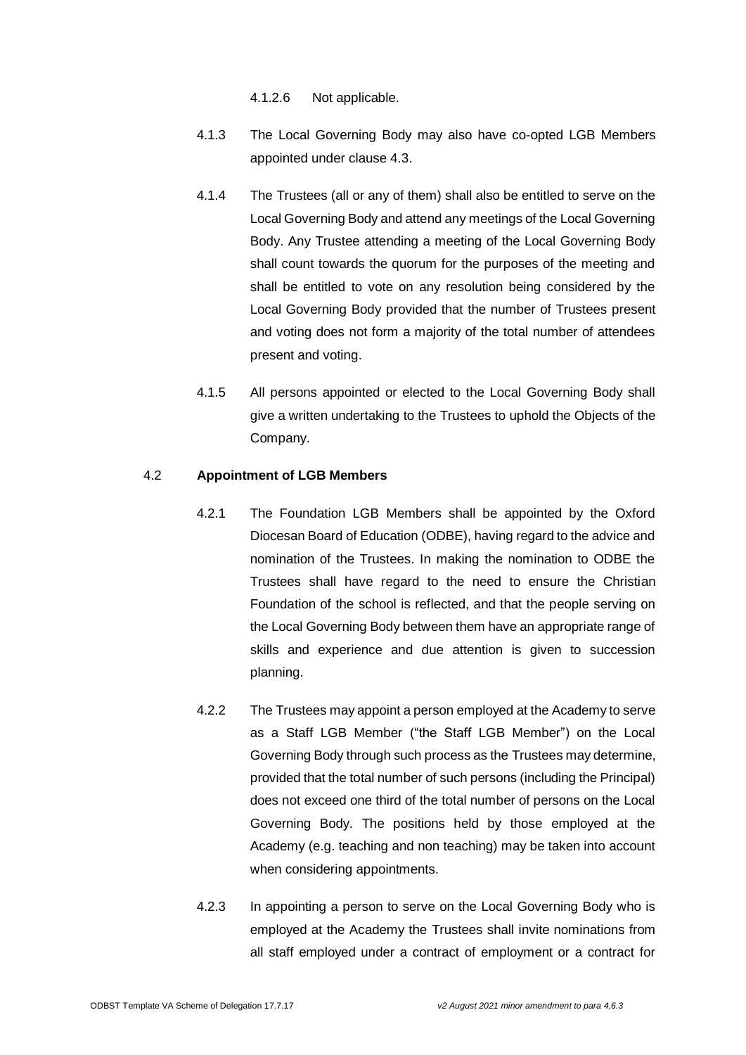4.1.2.6 Not applicable.

4.1.3 The Local Governing Body may also have co-opted LGB Members appointed under clause 4.3.

4.1.4 The Trustees (all or any of them) shall also be entitled to serve on the Local Governing Body and attend any meetings of the Local Governing Body. Any Trustee attending a meeting of the Local Governing Body shall count towards the quorum for the purposes of the meeting and shall be entitled to vote on any resolution being considered by the Local Governing Body provided that the number of Trustees present and voting does not form a majority of the total number of attendees present and voting.

4.1.5 All persons appointed or elected to the Local Governing Body shall give a written undertaking to the Trustees to uphold the Objects of the Company.

4.2 **Appointment of LGB Members**

4.2.1 The Foundation LGB Members shall be appointed by the Oxford Diocesan Board of Education (ODBE), having regard to the advice and nomination of the Trustees. In making the nomination to ODBE the Trustees shall have regard to the need to ensure the Christian Foundation of the school is reflected, and that the people serving on the Local Governing Body between them have an appropriate range of skills and experience and due attention is given to succession planning.

4.2.2 The Trustees may appoint a person employed at the Academy to serve as a Staff LGB Member ("the Staff LGB Member") on the Local Governing Body through such process as the Trustees may determine, provided that the total number of such persons (including the Principal) does not exceed one third of the total number of persons on the Local Governing Body. The positions held by those employed at the Academy (e.g. teaching and non teaching) may be taken into account when considering appointments.

4.2.3 In appointing a person to serve on the Local Governing Body who is employed at the Academy the Trustees shall invite nominations from all staff employed under a contract of employment or a contract for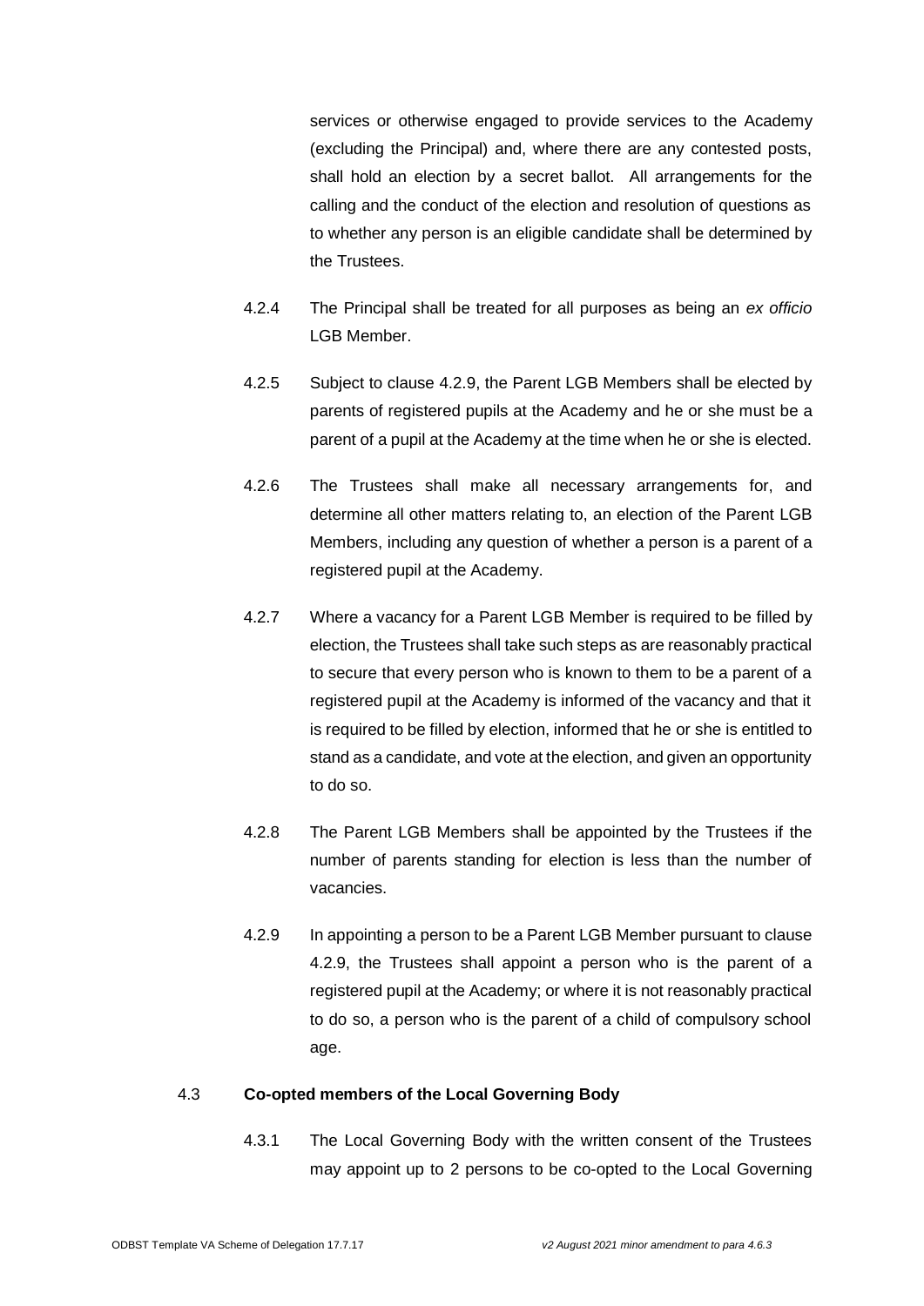services or otherwise engaged to provide services to the Academy (excluding the Principal) and, where there are any contested posts, shall hold an election by a secret ballot. All arrangements for the calling and the conduct of the election and resolution of questions as to whether any person is an eligible candidate shall be determined by the Trustees.

4.2.4 The Principal shall be treated for all purposes as being an *ex officio* LGB Member.

4.2.5 Subject to clause 4.2.9, the Parent LGB Members shall be elected by parents of registered pupils at the Academy and he or she must be a parent of a pupil at the Academy at the time when he or she is elected.

4.2.6 The Trustees shall make all necessary arrangements for, and determine all other matters relating to, an election of the Parent LGB Members, including any question of whether a person is a parent of a registered pupil at the Academy.

4.2.7 Where a vacancy for a Parent LGB Member is required to be filled by election, the Trustees shall take such steps as are reasonably practical to secure that every person who is known to them to be a parent of a registered pupil at the Academy is informed of the vacancy and that it is required to be filled by election, informed that he or she is entitled to stand as a candidate, and vote at the election, and given an opportunity to do so.

4.2.8 The Parent LGB Members shall be appointed by the Trustees if the number of parents standing for election is less than the number of vacancies.

4.2.9 In appointing a person to be a Parent LGB Member pursuant to clause 4.2.9, the Trustees shall appoint a person who is the parent of a registered pupil at the Academy; or where it is not reasonably practical to do so, a person who is the parent of a child of compulsory school age.

4.3 **Co-opted members of the Local Governing Body**

4.3.1 The Local Governing Body with the written consent of the Trustees may appoint up to 2 persons to be co-opted to the Local Governing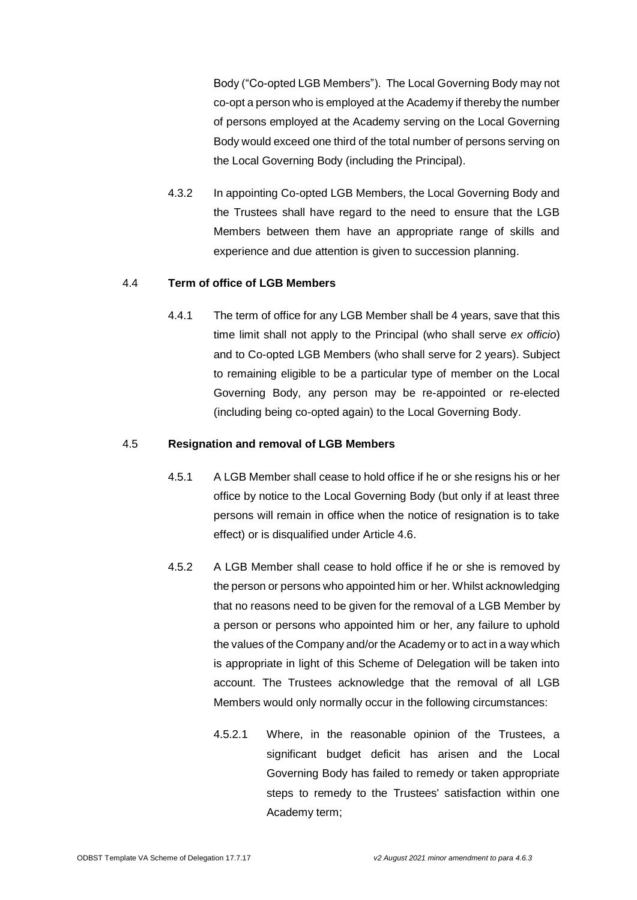Body ("Co-opted LGB Members"). The Local Governing Body may not co-opt a person who is employed at the Academy if thereby the number of persons employed at the Academy serving on the Local Governing Body would exceed one third of the total number of persons serving on the Local Governing Body (including the Principal).

4.3.2 In appointing Co-opted LGB Members, the Local Governing Body and the Trustees shall have regard to the need to ensure that the LGB Members between them have an appropriate range of skills and experience and due attention is given to succession planning.

4.4 **Term of office of LGB Members**

4.4.1 The term of office for any LGB Member shall be 4 years, save that this time limit shall not apply to the Principal (who shall serve *ex officio*) and to Co-opted LGB Members (who shall serve for 2 years). Subject to remaining eligible to be a particular type of member on the Local Governing Body, any person may be re-appointed or re-elected (including being co-opted again) to the Local Governing Body.

4.5 **Resignation and removal of LGB Members**

4.5.1 A LGB Member shall cease to hold office if he or she resigns his or her office by notice to the Local Governing Body (but only if at least three persons will remain in office when the notice of resignation is to take effect) or is disqualified under Article 4.6.

4.5.2 A LGB Member shall cease to hold office if he or she is removed by the person or persons who appointed him or her. Whilst acknowledging that no reasons need to be given for the removal of a LGB Member by a person or persons who appointed him or her, any failure to uphold the values of the Company and/or the Academy or to act in a way which is appropriate in light of this Scheme of Delegation will be taken into account. The Trustees acknowledge that the removal of all LGB Members would only normally occur in the following circumstances:

4.5.2.1 Where, in the reasonable opinion of the Trustees, a significant budget deficit has arisen and the Local Governing Body has failed to remedy or taken appropriate steps to remedy to the Trustees' satisfaction within one Academy term;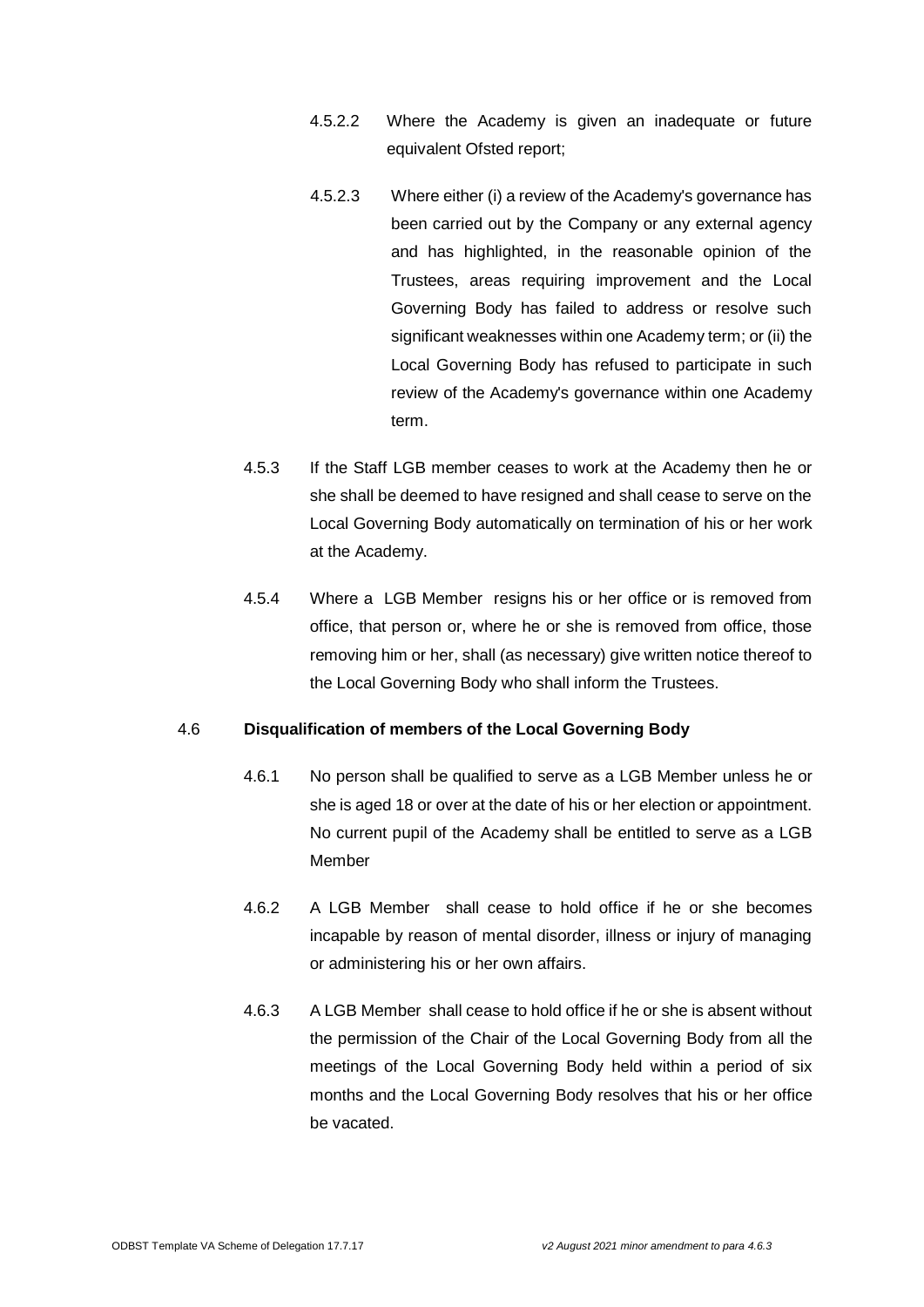4.5.2.2 Where the Academy is given an inadequate or future equivalent Ofsted report;

4.5.2.3 Where either (i) a review of the Academy's governance has been carried out by the Company or any external agency and has highlighted, in the reasonable opinion of the Trustees, areas requiring improvement and the Local Governing Body has failed to address or resolve such significant weaknesses within one Academy term; or (ii) the Local Governing Body has refused to participate in such review of the Academy's governance within one Academy term.

4.5.3 If the Staff LGB member ceases to work at the Academy then he or she shall be deemed to have resigned and shall cease to serve on the Local Governing Body automatically on termination of his or her work at the Academy.

4.5.4 Where a LGB Member resigns his or her office or is removed from office, that person or, where he or she is removed from office, those removing him or her, shall (as necessary) give written notice thereof to the Local Governing Body who shall inform the Trustees.

4.6 **Disqualification of members of the Local Governing Body**

4.6.1 No person shall be qualified to serve as a LGB Member unless he or she is aged 18 or over at the date of his or her election or appointment. No current pupil of the Academy shall be entitled to serve as a LGB Member

4.6.2 A LGB Member shall cease to hold office if he or she becomes incapable by reason of mental disorder, illness or injury of managing or administering his or her own affairs.

4.6.3 A LGB Member shall cease to hold office if he or she is absent without the permission of the Chair of the Local Governing Body from all the meetings of the Local Governing Body held within a period of six months and the Local Governing Body resolves that his or her office be vacated.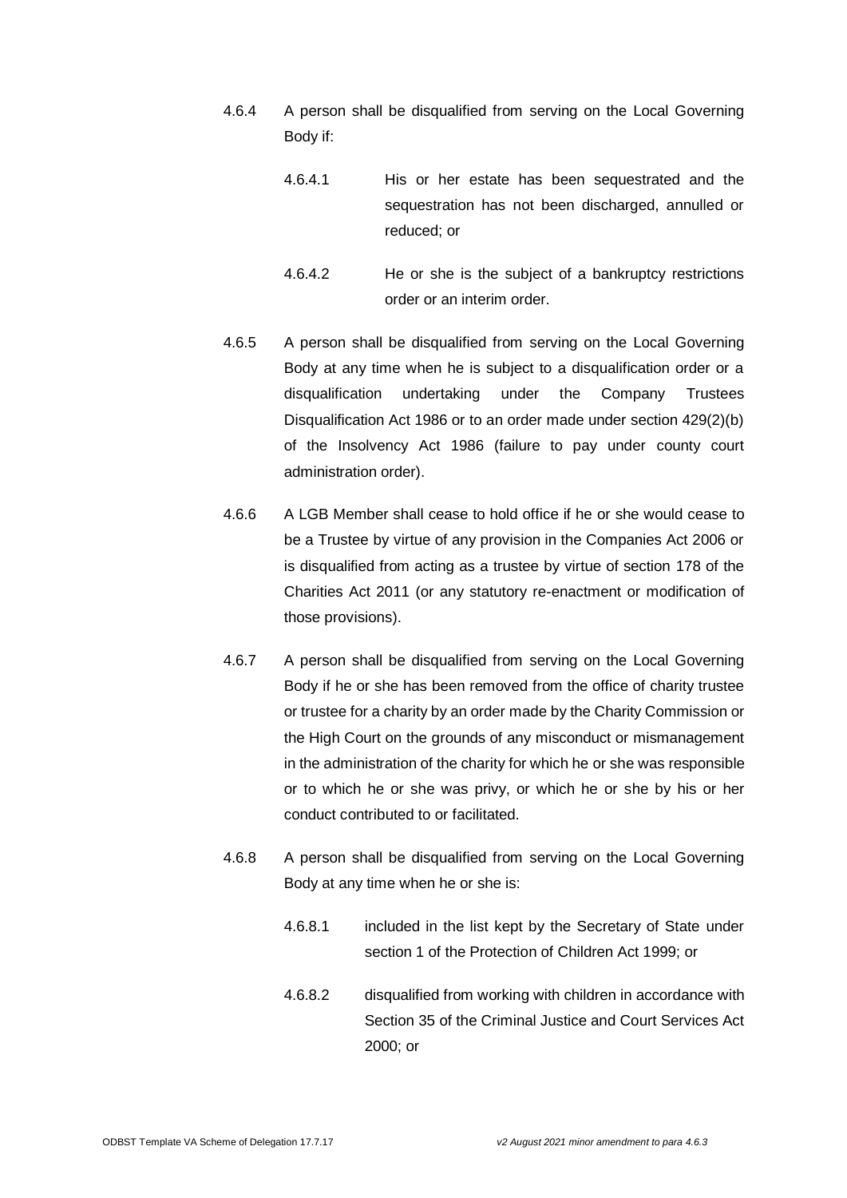4.6.4 A person shall be disqualified from serving on the Local Governing Body if:

4.6.4.1 His or her estate has been sequestrated and the sequestration has not been discharged, annulled or reduced; or

4.6.4.2 He or she is the subject of a bankruptcy restrictions order or an interim order.

4.6.5 A person shall be disqualified from serving on the Local Governing Body at any time when he is subject to a disqualification order or a disqualification undertaking under the Company Trustees Disqualification Act 1986 or to an order made under section 429(2)(b) of the Insolvency Act 1986 (failure to pay under county court administration order).

4.6.6 A LGB Member shall cease to hold office if he or she would cease to be a Trustee by virtue of any provision in the Companies Act 2006 or is disqualified from acting as a trustee by virtue of section 178 of the Charities Act 2011 (or any statutory re-enactment or modification of those provisions).

4.6.7 A person shall be disqualified from serving on the Local Governing Body if he or she has been removed from the office of charity trustee or trustee for a charity by an order made by the Charity Commission or the High Court on the grounds of any misconduct or mismanagement in the administration of the charity for which he or she was responsible or to which he or she was privy, or which he or she by his or her conduct contributed to or facilitated.

4.6.8 A person shall be disqualified from serving on the Local Governing Body at any time when he or she is:

4.6.8.1 included in the list kept by the Secretary of State under section 1 of the Protection of Children Act 1999; or

4.6.8.2 disqualified from working with children in accordance with Section 35 of the Criminal Justice and Court Services Act 2000; or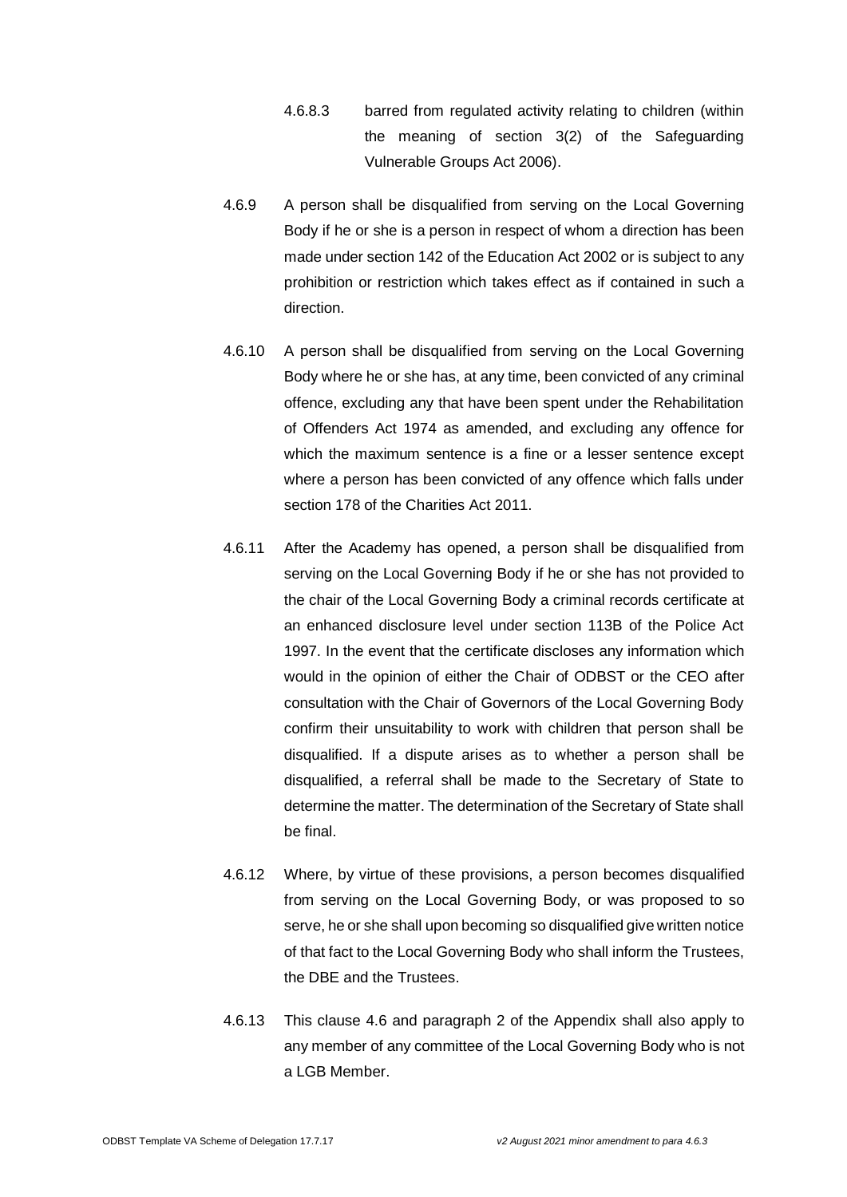4.6.8.3 barred from regulated activity relating to children (within the meaning of section 3(2) of the Safeguarding Vulnerable Groups Act 2006).

4.6.9 A person shall be disqualified from serving on the Local Governing Body if he or she is a person in respect of whom a direction has been made under section 142 of the Education Act 2002 or is subject to any prohibition or restriction which takes effect as if contained in such a direction.

4.6.10 A person shall be disqualified from serving on the Local Governing Body where he or she has, at any time, been convicted of any criminal offence, excluding any that have been spent under the Rehabilitation of Offenders Act 1974 as amended, and excluding any offence for which the maximum sentence is a fine or a lesser sentence except where a person has been convicted of any offence which falls under section 178 of the Charities Act 2011.

4.6.11 After the Academy has opened, a person shall be disqualified from serving on the Local Governing Body if he or she has not provided to the chair of the Local Governing Body a criminal records certificate at an enhanced disclosure level under section 113B of the Police Act 1997. In the event that the certificate discloses any information which would in the opinion of either the Chair of ODBST or the CEO after consultation with the Chair of Governors of the Local Governing Body confirm their unsuitability to work with children that person shall be disqualified. If a dispute arises as to whether a person shall be disqualified, a referral shall be made to the Secretary of State to determine the matter. The determination of the Secretary of State shall be final.

4.6.12 Where, by virtue of these provisions, a person becomes disqualified from serving on the Local Governing Body, or was proposed to so serve, he or she shall upon becoming so disqualified give written notice of that fact to the Local Governing Body who shall inform the Trustees, the DBE and the Trustees.

4.6.13 This clause 4.6 and paragraph 2 of the Appendix shall also apply to any member of any committee of the Local Governing Body who is not a LGB Member.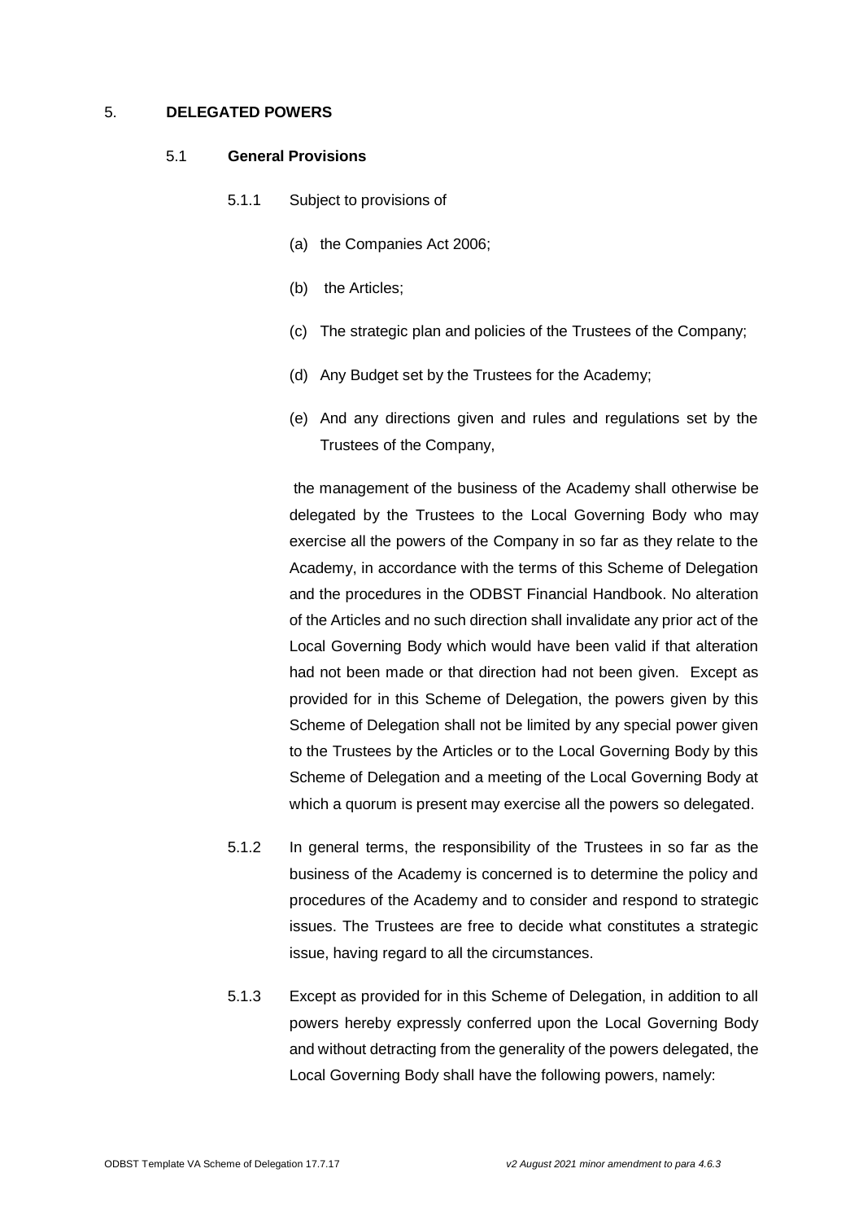## 5. DELEGATED POWERS

### 5.1 General Provisions

5.1.1 Subject to provisions of

(a) the Companies Act 2006;

(b) the Articles;

(c) The strategic plan and policies of the Trustees of the Company;

(d) Any Budget set by the Trustees for the Academy;

(e) And any directions given and rules and regulations set by the Trustees of the Company,

the management of the business of the Academy shall otherwise be delegated by the Trustees to the Local Governing Body who may exercise all the powers of the Company in so far as they relate to the Academy, in accordance with the terms of this Scheme of Delegation and the procedures in the ODBST Financial Handbook. No alteration of the Articles and no such direction shall invalidate any prior act of the Local Governing Body which would have been valid if that alteration had not been made or that direction had not been given. Except as provided for in this Scheme of Delegation, the powers given by this Scheme of Delegation shall not be limited by any special power given to the Trustees by the Articles or to the Local Governing Body by this Scheme of Delegation and a meeting of the Local Governing Body at which a quorum is present may exercise all the powers so delegated.

5.1.2 In general terms, the responsibility of the Trustees in so far as the business of the Academy is concerned is to determine the policy and procedures of the Academy and to consider and respond to strategic issues. The Trustees are free to decide what constitutes a strategic issue, having regard to all the circumstances.

5.1.3 Except as provided for in this Scheme of Delegation, in addition to all powers hereby expressly conferred upon the Local Governing Body and without detracting from the generality of the powers delegated, the Local Governing Body shall have the following powers, namely: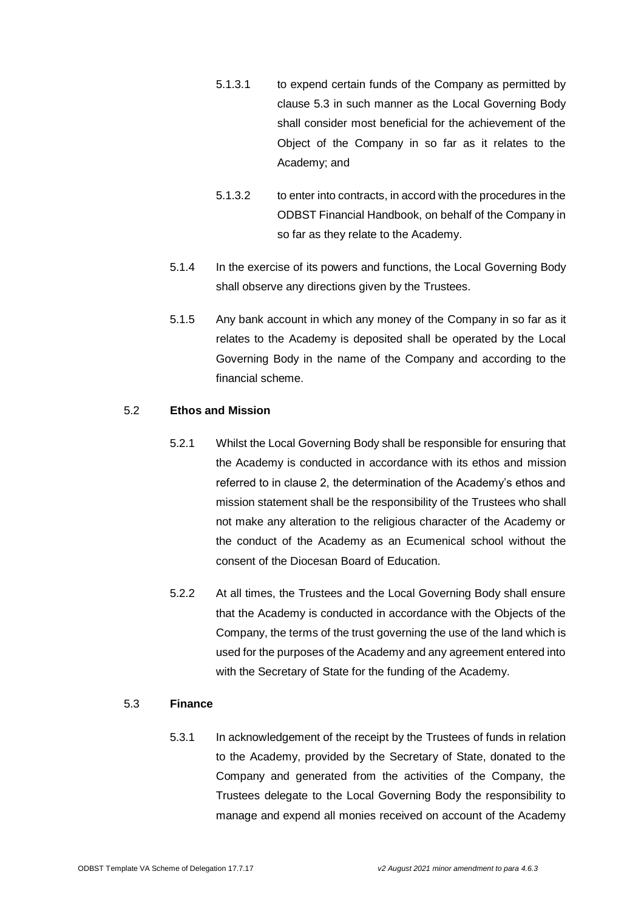5.1.3.1 to expend certain funds of the Company as permitted by clause 5.3 in such manner as the Local Governing Body shall consider most beneficial for the achievement of the Object of the Company in so far as it relates to the Academy; and

5.1.3.2 to enter into contracts, in accord with the procedures in the ODBST Financial Handbook, on behalf of the Company in so far as they relate to the Academy.

5.1.4 In the exercise of its powers and functions, the Local Governing Body shall observe any directions given by the Trustees.

5.1.5 Any bank account in which any money of the Company in so far as it relates to the Academy is deposited shall be operated by the Local Governing Body in the name of the Company and according to the financial scheme.

5.2 **Ethos and Mission**

5.2.1 Whilst the Local Governing Body shall be responsible for ensuring that the Academy is conducted in accordance with its ethos and mission referred to in clause 2, the determination of the Academy's ethos and mission statement shall be the responsibility of the Trustees who shall not make any alteration to the religious character of the Academy or the conduct of the Academy as an Ecumenical school without the consent of the Diocesan Board of Education.

5.2.2 At all times, the Trustees and the Local Governing Body shall ensure that the Academy is conducted in accordance with the Objects of the Company, the terms of the trust governing the use of the land which is used for the purposes of the Academy and any agreement entered into with the Secretary of State for the funding of the Academy.

5.3 **Finance**

5.3.1 In acknowledgement of the receipt by the Trustees of funds in relation to the Academy, provided by the Secretary of State, donated to the Company and generated from the activities of the Company, the Trustees delegate to the Local Governing Body the responsibility to manage and expend all monies received on account of the Academy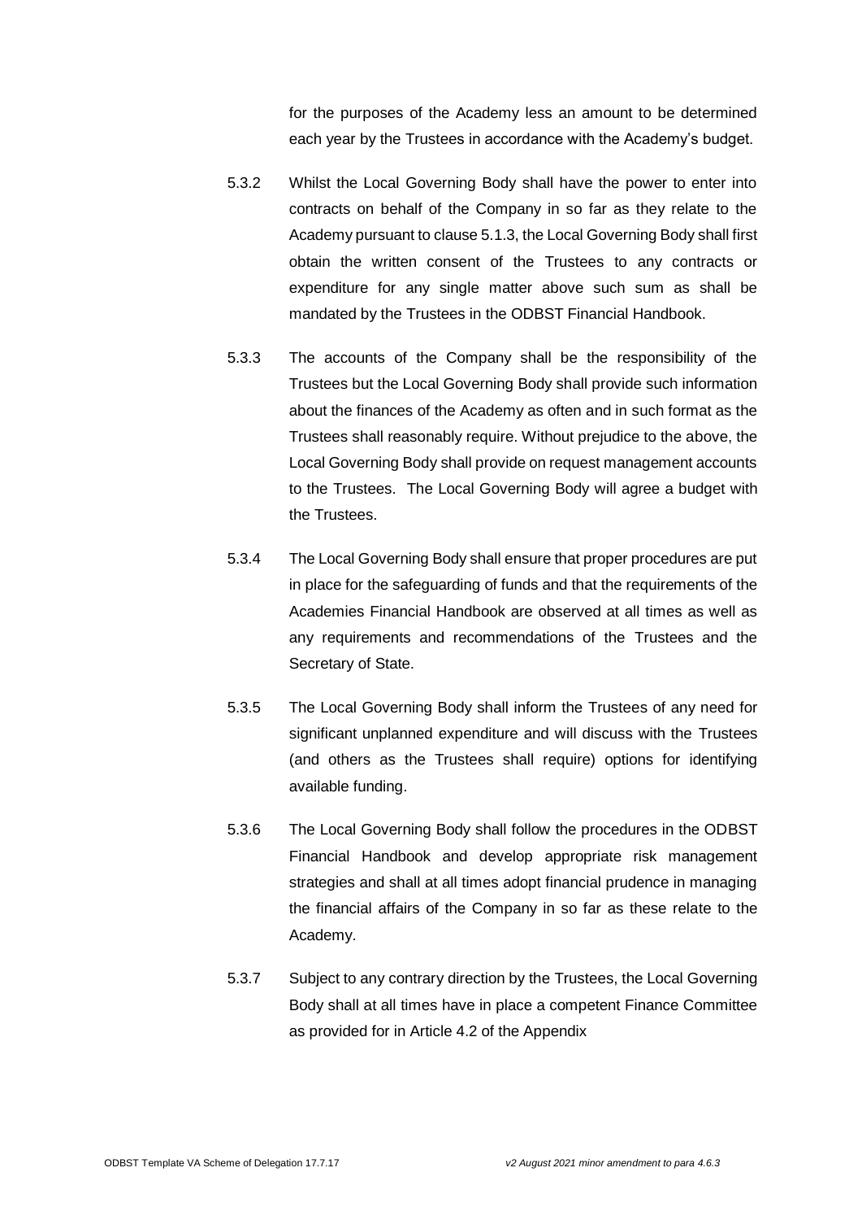for the purposes of the Academy less an amount to be determined each year by the Trustees in accordance with the Academy's budget.

5.3.2 Whilst the Local Governing Body shall have the power to enter into contracts on behalf of the Company in so far as they relate to the Academy pursuant to clause 5.1.3, the Local Governing Body shall first obtain the written consent of the Trustees to any contracts or expenditure for any single matter above such sum as shall be mandated by the Trustees in the ODBST Financial Handbook.

5.3.3 The accounts of the Company shall be the responsibility of the Trustees but the Local Governing Body shall provide such information about the finances of the Academy as often and in such format as the Trustees shall reasonably require. Without prejudice to the above, the Local Governing Body shall provide on request management accounts to the Trustees. The Local Governing Body will agree a budget with the Trustees.

5.3.4 The Local Governing Body shall ensure that proper procedures are put in place for the safeguarding of funds and that the requirements of the Academies Financial Handbook are observed at all times as well as any requirements and recommendations of the Trustees and the Secretary of State.

5.3.5 The Local Governing Body shall inform the Trustees of any need for significant unplanned expenditure and will discuss with the Trustees (and others as the Trustees shall require) options for identifying available funding.

5.3.6 The Local Governing Body shall follow the procedures in the ODBST Financial Handbook and develop appropriate risk management strategies and shall at all times adopt financial prudence in managing the financial affairs of the Company in so far as these relate to the Academy.

5.3.7 Subject to any contrary direction by the Trustees, the Local Governing Body shall at all times have in place a competent Finance Committee as provided for in Article 4.2 of the Appendix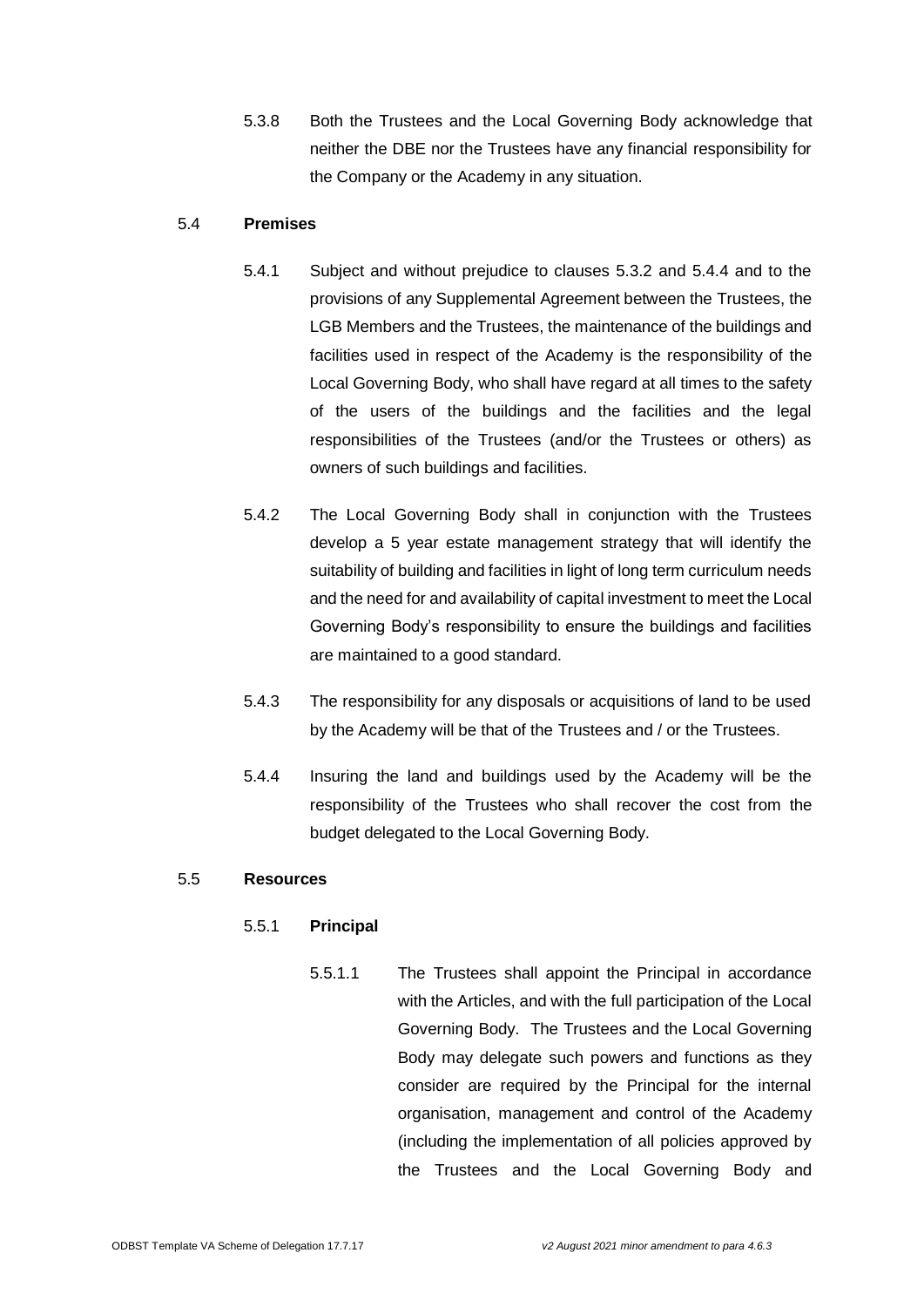5.3.8 Both the Trustees and the Local Governing Body acknowledge that neither the DBE nor the Trustees have any financial responsibility for the Company or the Academy in any situation.

5.4 **Premises**

5.4.1 Subject and without prejudice to clauses 5.3.2 and 5.4.4 and to the provisions of any Supplemental Agreement between the Trustees, the LGB Members and the Trustees, the maintenance of the buildings and facilities used in respect of the Academy is the responsibility of the Local Governing Body, who shall have regard at all times to the safety of the users of the buildings and the facilities and the legal responsibilities of the Trustees (and/or the Trustees or others) as owners of such buildings and facilities.

5.4.2 The Local Governing Body shall in conjunction with the Trustees develop a 5 year estate management strategy that will identify the suitability of building and facilities in light of long term curriculum needs and the need for and availability of capital investment to meet the Local Governing Body's responsibility to ensure the buildings and facilities are maintained to a good standard.

5.4.3 The responsibility for any disposals or acquisitions of land to be used by the Academy will be that of the Trustees and / or the Trustees.

5.4.4 Insuring the land and buildings used by the Academy will be the responsibility of the Trustees who shall recover the cost from the budget delegated to the Local Governing Body.

5.5 **Resources**

5.5.1 **Principal**

5.5.1.1 The Trustees shall appoint the Principal in accordance with the Articles, and with the full participation of the Local Governing Body. The Trustees and the Local Governing Body may delegate such powers and functions as they consider are required by the Principal for the internal organisation, management and control of the Academy (including the implementation of all policies approved by the Trustees and the Local Governing Body and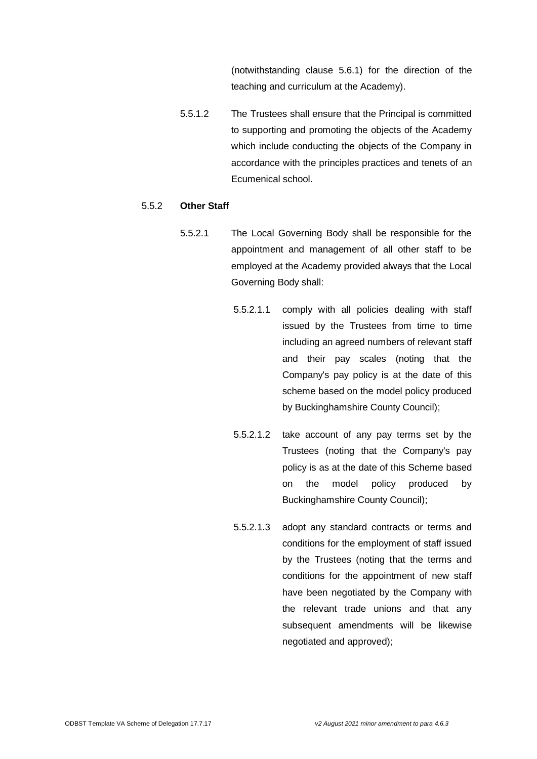(notwithstanding clause 5.6.1) for the direction of the teaching and curriculum at the Academy).

5.5.1.2 The Trustees shall ensure that the Principal is committed to supporting and promoting the objects of the Academy which include conducting the objects of the Company in accordance with the principles practices and tenets of an Ecumenical school.

5.5.2 **Other Staff**

5.5.2.1 The Local Governing Body shall be responsible for the appointment and management of all other staff to be employed at the Academy provided always that the Local Governing Body shall:

5.5.2.1.1 comply with all policies dealing with staff issued by the Trustees from time to time including an agreed numbers of relevant staff and their pay scales (noting that the Company's pay policy is at the date of this scheme based on the model policy produced by Buckinghamshire County Council);

5.5.2.1.2 take account of any pay terms set by the Trustees (noting that the Company's pay policy is as at the date of this Scheme based on the model policy produced by Buckinghamshire County Council);

5.5.2.1.3 adopt any standard contracts or terms and conditions for the employment of staff issued by the Trustees (noting that the terms and conditions for the appointment of new staff have been negotiated by the Company with the relevant trade unions and that any subsequent amendments will be likewise negotiated and approved);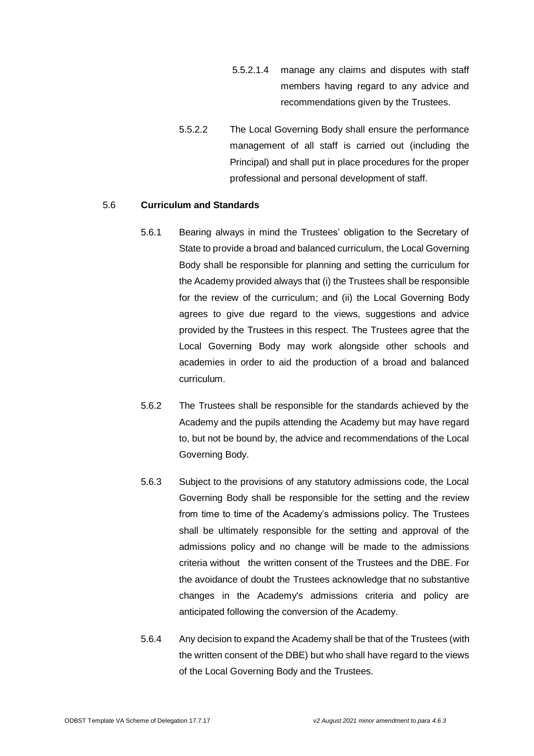5.5.2.1.4 manage any claims and disputes with staff members having regard to any advice and recommendations given by the Trustees.

5.5.2.2 The Local Governing Body shall ensure the performance management of all staff is carried out (including the Principal) and shall put in place procedures for the proper professional and personal development of staff.

5.6 **Curriculum and Standards**

5.6.1 Bearing always in mind the Trustees' obligation to the Secretary of State to provide a broad and balanced curriculum, the Local Governing Body shall be responsible for planning and setting the curriculum for the Academy provided always that (i) the Trustees shall be responsible for the review of the curriculum; and (ii) the Local Governing Body agrees to give due regard to the views, suggestions and advice provided by the Trustees in this respect. The Trustees agree that the Local Governing Body may work alongside other schools and academies in order to aid the production of a broad and balanced curriculum.

5.6.2 The Trustees shall be responsible for the standards achieved by the Academy and the pupils attending the Academy but may have regard to, but not be bound by, the advice and recommendations of the Local Governing Body.

5.6.3 Subject to the provisions of any statutory admissions code, the Local Governing Body shall be responsible for the setting and the review from time to time of the Academy's admissions policy. The Trustees shall be ultimately responsible for the setting and approval of the admissions policy and no change will be made to the admissions criteria without the written consent of the Trustees and the DBE. For the avoidance of doubt the Trustees acknowledge that no substantive changes in the Academy's admissions criteria and policy are anticipated following the conversion of the Academy.

5.6.4 Any decision to expand the Academy shall be that of the Trustees (with the written consent of the DBE) but who shall have regard to the views of the Local Governing Body and the Trustees.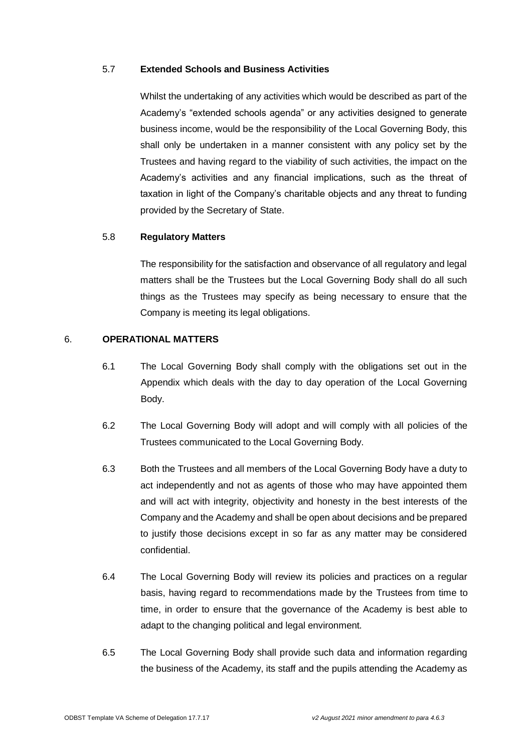5.7 **Extended Schools and Business Activities**

Whilst the undertaking of any activities which would be described as part of the Academy's "extended schools agenda" or any activities designed to generate business income, would be the responsibility of the Local Governing Body, this shall only be undertaken in a manner consistent with any policy set by the Trustees and having regard to the viability of such activities, the impact on the Academy's activities and any financial implications, such as the threat of taxation in light of the Company's charitable objects and any threat to funding provided by the Secretary of State.

5.8 **Regulatory Matters**

The responsibility for the satisfaction and observance of all regulatory and legal matters shall be the Trustees but the Local Governing Body shall do all such things as the Trustees may specify as being necessary to ensure that the Company is meeting its legal obligations.

6. **OPERATIONAL MATTERS**

6.1 The Local Governing Body shall comply with the obligations set out in the Appendix which deals with the day to day operation of the Local Governing Body.

6.2 The Local Governing Body will adopt and will comply with all policies of the Trustees communicated to the Local Governing Body.

6.3 Both the Trustees and all members of the Local Governing Body have a duty to act independently and not as agents of those who may have appointed them and will act with integrity, objectivity and honesty in the best interests of the Company and the Academy and shall be open about decisions and be prepared to justify those decisions except in so far as any matter may be considered confidential.

6.4 The Local Governing Body will review its policies and practices on a regular basis, having regard to recommendations made by the Trustees from time to time, in order to ensure that the governance of the Academy is best able to adapt to the changing political and legal environment.

6.5 The Local Governing Body shall provide such data and information regarding the business of the Academy, its staff and the pupils attending the Academy as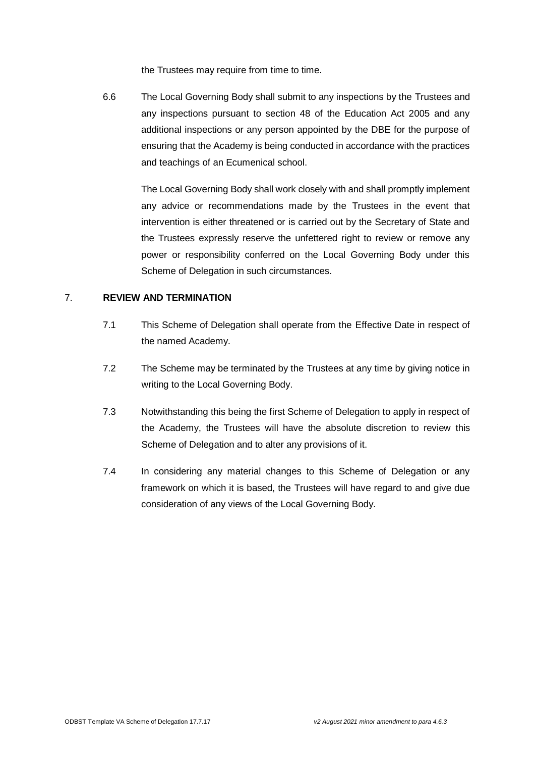the Trustees may require from time to time.

6.6 The Local Governing Body shall submit to any inspections by the Trustees and any inspections pursuant to section 48 of the Education Act 2005 and any additional inspections or any person appointed by the DBE for the purpose of ensuring that the Academy is being conducted in accordance with the practices and teachings of an Ecumenical school.

The Local Governing Body shall work closely with and shall promptly implement any advice or recommendations made by the Trustees in the event that intervention is either threatened or is carried out by the Secretary of State and the Trustees expressly reserve the unfettered right to review or remove any power or responsibility conferred on the Local Governing Body under this Scheme of Delegation in such circumstances.

## 7. REVIEW AND TERMINATION

7.1 This Scheme of Delegation shall operate from the Effective Date in respect of the named Academy.

7.2 The Scheme may be terminated by the Trustees at any time by giving notice in writing to the Local Governing Body.

7.3 Notwithstanding this being the first Scheme of Delegation to apply in respect of the Academy, the Trustees will have the absolute discretion to review this Scheme of Delegation and to alter any provisions of it.

7.4 In considering any material changes to this Scheme of Delegation or any framework on which it is based, the Trustees will have regard to and give due consideration of any views of the Local Governing Body.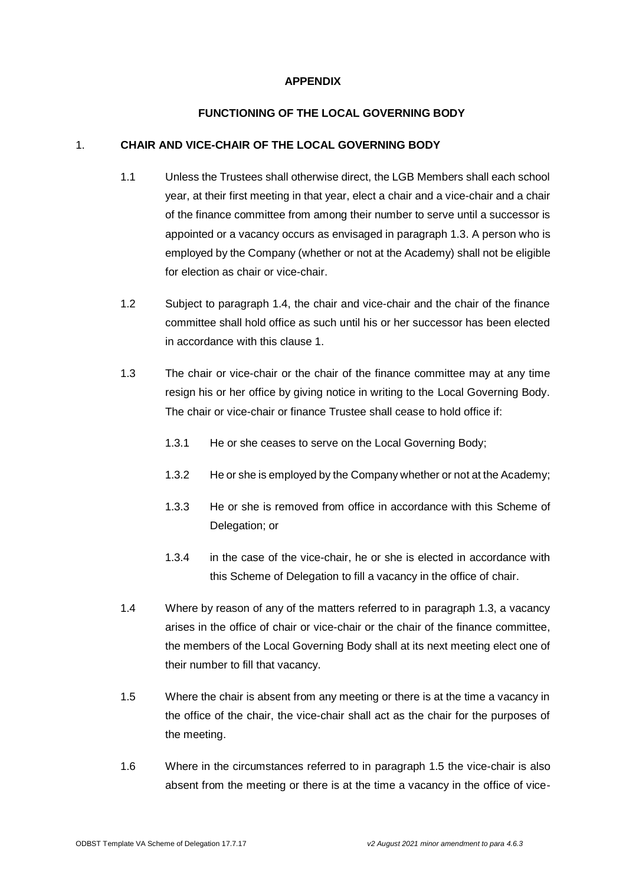**APPENDIX**

**FUNCTIONING OF THE LOCAL GOVERNING BODY**

1. **CHAIR AND VICE-CHAIR OF THE LOCAL GOVERNING BODY**

1.1 Unless the Trustees shall otherwise direct, the LGB Members shall each school year, at their first meeting in that year, elect a chair and a vice-chair and a chair of the finance committee from among their number to serve until a successor is appointed or a vacancy occurs as envisaged in paragraph 1.3. A person who is employed by the Company (whether or not at the Academy) shall not be eligible for election as chair or vice-chair.

1.2 Subject to paragraph 1.4, the chair and vice-chair and the chair of the finance committee shall hold office as such until his or her successor has been elected in accordance with this clause 1.

1.3 The chair or vice-chair or the chair of the finance committee may at any time resign his or her office by giving notice in writing to the Local Governing Body. The chair or vice-chair or finance Trustee shall cease to hold office if:

1.3.1 He or she ceases to serve on the Local Governing Body;

1.3.2 He or she is employed by the Company whether or not at the Academy;

1.3.3 He or she is removed from office in accordance with this Scheme of Delegation; or

1.3.4 in the case of the vice-chair, he or she is elected in accordance with this Scheme of Delegation to fill a vacancy in the office of chair.

1.4 Where by reason of any of the matters referred to in paragraph 1.3, a vacancy arises in the office of chair or vice-chair or the chair of the finance committee, the members of the Local Governing Body shall at its next meeting elect one of their number to fill that vacancy.

1.5 Where the chair is absent from any meeting or there is at the time a vacancy in the office of the chair, the vice-chair shall act as the chair for the purposes of the meeting.

1.6 Where in the circumstances referred to in paragraph 1.5 the vice-chair is also absent from the meeting or there is at the time a vacancy in the office of vice-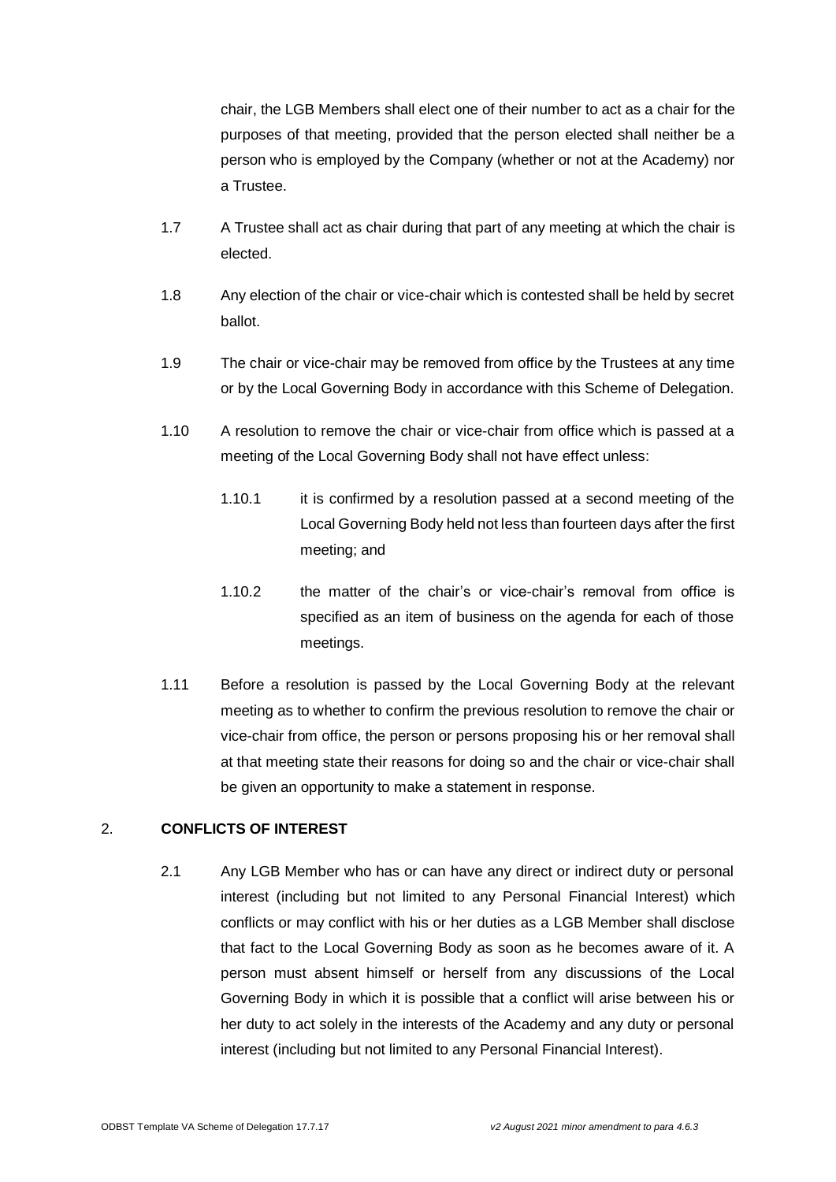chair, the LGB Members shall elect one of their number to act as a chair for the purposes of that meeting, provided that the person elected shall neither be a person who is employed by the Company (whether or not at the Academy) nor a Trustee.

1.7 A Trustee shall act as chair during that part of any meeting at which the chair is elected.

1.8 Any election of the chair or vice-chair which is contested shall be held by secret ballot.

1.9 The chair or vice-chair may be removed from office by the Trustees at any time or by the Local Governing Body in accordance with this Scheme of Delegation.

1.10 A resolution to remove the chair or vice-chair from office which is passed at a meeting of the Local Governing Body shall not have effect unless:

1.10.1 it is confirmed by a resolution passed at a second meeting of the Local Governing Body held not less than fourteen days after the first meeting; and

1.10.2 the matter of the chair's or vice-chair's removal from office is specified as an item of business on the agenda for each of those meetings.

1.11 Before a resolution is passed by the Local Governing Body at the relevant meeting as to whether to confirm the previous resolution to remove the chair or vice-chair from office, the person or persons proposing his or her removal shall at that meeting state their reasons for doing so and the chair or vice-chair shall be given an opportunity to make a statement in response.

## 2. CONFLICTS OF INTEREST

2.1 Any LGB Member who has or can have any direct or indirect duty or personal interest (including but not limited to any Personal Financial Interest) which conflicts or may conflict with his or her duties as a LGB Member shall disclose that fact to the Local Governing Body as soon as he becomes aware of it. A person must absent himself or herself from any discussions of the Local Governing Body in which it is possible that a conflict will arise between his or her duty to act solely in the interests of the Academy and any duty or personal interest (including but not limited to any Personal Financial Interest).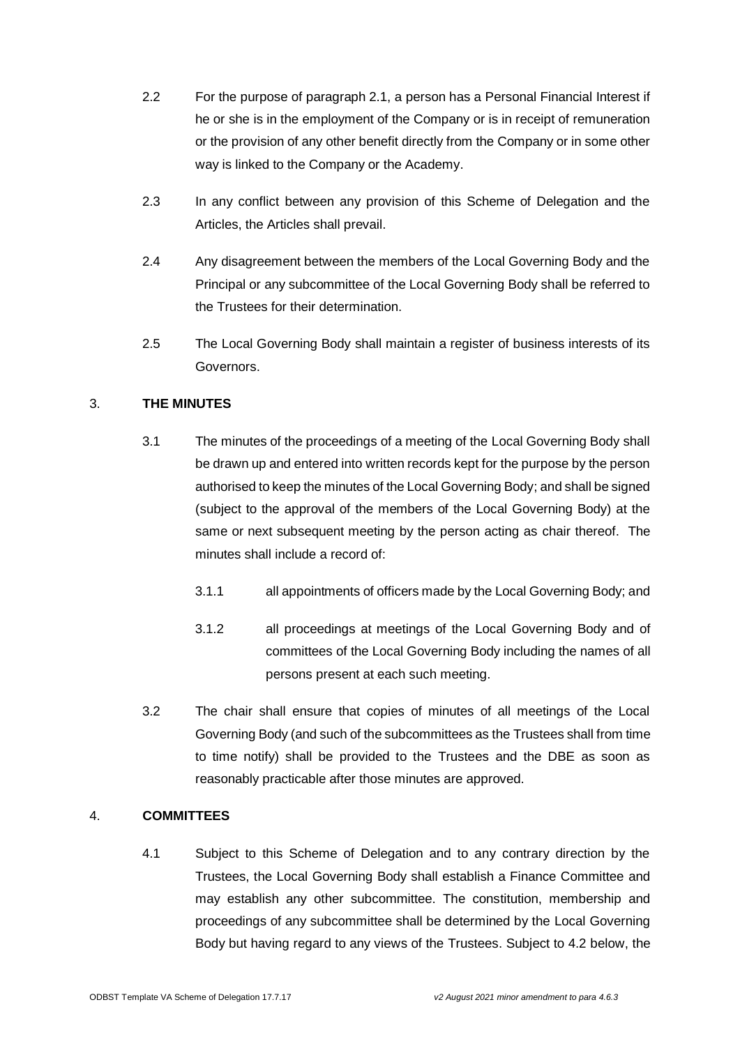2.2 For the purpose of paragraph 2.1, a person has a Personal Financial Interest if he or she is in the employment of the Company or is in receipt of remuneration or the provision of any other benefit directly from the Company or in some other way is linked to the Company or the Academy.

2.3 In any conflict between any provision of this Scheme of Delegation and the Articles, the Articles shall prevail.

2.4 Any disagreement between the members of the Local Governing Body and the Principal or any subcommittee of the Local Governing Body shall be referred to the Trustees for their determination.

2.5 The Local Governing Body shall maintain a register of business interests of its Governors.

## 3. THE MINUTES

3.1 The minutes of the proceedings of a meeting of the Local Governing Body shall be drawn up and entered into written records kept for the purpose by the person authorised to keep the minutes of the Local Governing Body; and shall be signed (subject to the approval of the members of the Local Governing Body) at the same or next subsequent meeting by the person acting as chair thereof. The minutes shall include a record of:

3.1.1 all appointments of officers made by the Local Governing Body; and

3.1.2 all proceedings at meetings of the Local Governing Body and of committees of the Local Governing Body including the names of all persons present at each such meeting.

3.2 The chair shall ensure that copies of minutes of all meetings of the Local Governing Body (and such of the subcommittees as the Trustees shall from time to time notify) shall be provided to the Trustees and the DBE as soon as reasonably practicable after those minutes are approved.

## 4. COMMITTEES

4.1 Subject to this Scheme of Delegation and to any contrary direction by the Trustees, the Local Governing Body shall establish a Finance Committee and may establish any other subcommittee. The constitution, membership and proceedings of any subcommittee shall be determined by the Local Governing Body but having regard to any views of the Trustees. Subject to 4.2 below, the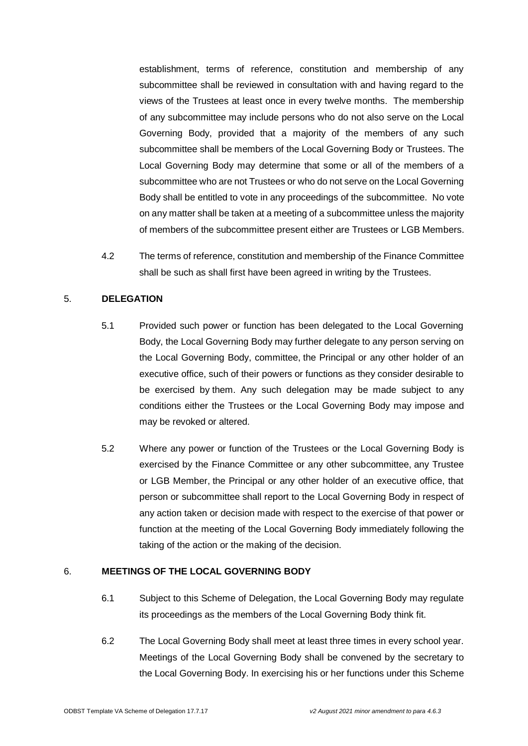establishment, terms of reference, constitution and membership of any subcommittee shall be reviewed in consultation with and having regard to the views of the Trustees at least once in every twelve months. The membership of any subcommittee may include persons who do not also serve on the Local Governing Body, provided that a majority of the members of any such subcommittee shall be members of the Local Governing Body or Trustees. The Local Governing Body may determine that some or all of the members of a subcommittee who are not Trustees or who do not serve on the Local Governing Body shall be entitled to vote in any proceedings of the subcommittee. No vote on any matter shall be taken at a meeting of a subcommittee unless the majority of members of the subcommittee present either are Trustees or LGB Members.

4.2 The terms of reference, constitution and membership of the Finance Committee shall be such as shall first have been agreed in writing by the Trustees.

## 5. DELEGATION

5.1 Provided such power or function has been delegated to the Local Governing Body, the Local Governing Body may further delegate to any person serving on the Local Governing Body, committee, the Principal or any other holder of an executive office, such of their powers or functions as they consider desirable to be exercised by them. Any such delegation may be made subject to any conditions either the Trustees or the Local Governing Body may impose and may be revoked or altered.

5.2 Where any power or function of the Trustees or the Local Governing Body is exercised by the Finance Committee or any other subcommittee, any Trustee or LGB Member, the Principal or any other holder of an executive office, that person or subcommittee shall report to the Local Governing Body in respect of any action taken or decision made with respect to the exercise of that power or function at the meeting of the Local Governing Body immediately following the taking of the action or the making of the decision.

## 6. MEETINGS OF THE LOCAL GOVERNING BODY

6.1 Subject to this Scheme of Delegation, the Local Governing Body may regulate its proceedings as the members of the Local Governing Body think fit.

6.2 The Local Governing Body shall meet at least three times in every school year. Meetings of the Local Governing Body shall be convened by the secretary to the Local Governing Body. In exercising his or her functions under this Scheme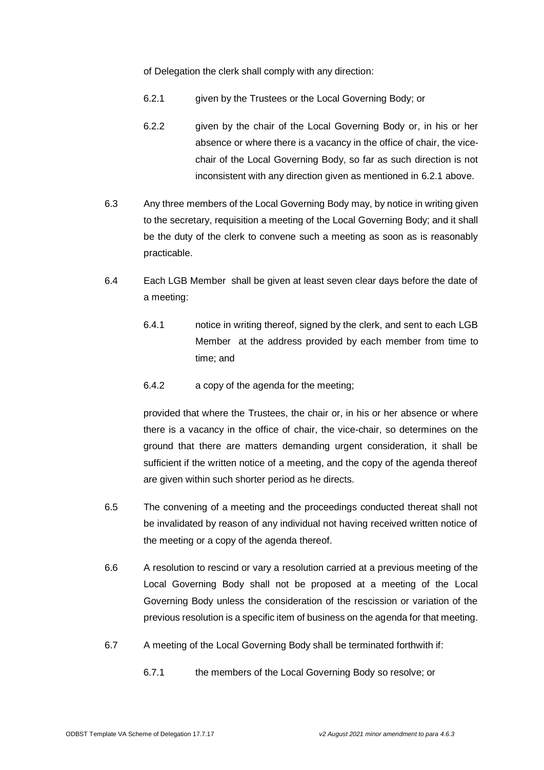of Delegation the clerk shall comply with any direction:

6.2.1 given by the Trustees or the Local Governing Body; or

6.2.2 given by the chair of the Local Governing Body or, in his or her absence or where there is a vacancy in the office of chair, the vice-chair of the Local Governing Body, so far as such direction is not inconsistent with any direction given as mentioned in 6.2.1 above.

6.3 Any three members of the Local Governing Body may, by notice in writing given to the secretary, requisition a meeting of the Local Governing Body; and it shall be the duty of the clerk to convene such a meeting as soon as is reasonably practicable.

6.4 Each LGB Member shall be given at least seven clear days before the date of a meeting:

6.4.1 notice in writing thereof, signed by the clerk, and sent to each LGB Member at the address provided by each member from time to time; and

6.4.2 a copy of the agenda for the meeting;

provided that where the Trustees, the chair or, in his or her absence or where there is a vacancy in the office of chair, the vice-chair, so determines on the ground that there are matters demanding urgent consideration, it shall be sufficient if the written notice of a meeting, and the copy of the agenda thereof are given within such shorter period as he directs.

6.5 The convening of a meeting and the proceedings conducted thereat shall not be invalidated by reason of any individual not having received written notice of the meeting or a copy of the agenda thereof.

6.6 A resolution to rescind or vary a resolution carried at a previous meeting of the Local Governing Body shall not be proposed at a meeting of the Local Governing Body unless the consideration of the rescission or variation of the previous resolution is a specific item of business on the agenda for that meeting.

6.7 A meeting of the Local Governing Body shall be terminated forthwith if:

6.7.1 the members of the Local Governing Body so resolve; or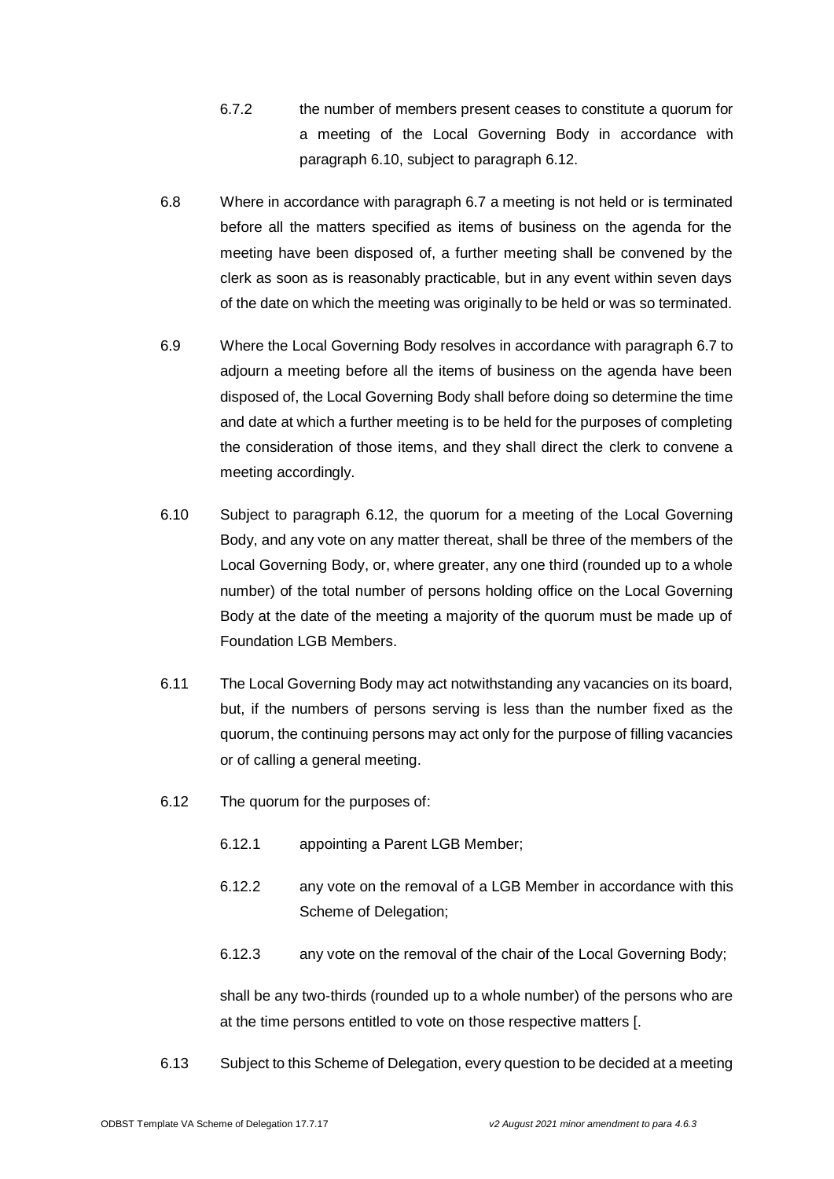6.7.2 the number of members present ceases to constitute a quorum for a meeting of the Local Governing Body in accordance with paragraph 6.10, subject to paragraph 6.12.

6.8 Where in accordance with paragraph 6.7 a meeting is not held or is terminated before all the matters specified as items of business on the agenda for the meeting have been disposed of, a further meeting shall be convened by the clerk as soon as is reasonably practicable, but in any event within seven days of the date on which the meeting was originally to be held or was so terminated.

6.9 Where the Local Governing Body resolves in accordance with paragraph 6.7 to adjourn a meeting before all the items of business on the agenda have been disposed of, the Local Governing Body shall before doing so determine the time and date at which a further meeting is to be held for the purposes of completing the consideration of those items, and they shall direct the clerk to convene a meeting accordingly.

6.10 Subject to paragraph 6.12, the quorum for a meeting of the Local Governing Body, and any vote on any matter thereat, shall be three of the members of the Local Governing Body, or, where greater, any one third (rounded up to a whole number) of the total number of persons holding office on the Local Governing Body at the date of the meeting a majority of the quorum must be made up of Foundation LGB Members.

6.11 The Local Governing Body may act notwithstanding any vacancies on its board, but, if the numbers of persons serving is less than the number fixed as the quorum, the continuing persons may act only for the purpose of filling vacancies or of calling a general meeting.

6.12 The quorum for the purposes of:

6.12.1 appointing a Parent LGB Member;

6.12.2 any vote on the removal of a LGB Member in accordance with this Scheme of Delegation;

6.12.3 any vote on the removal of the chair of the Local Governing Body;

shall be any two-thirds (rounded up to a whole number) of the persons who are at the time persons entitled to vote on those respective matters [.

6.13 Subject to this Scheme of Delegation, every question to be decided at a meeting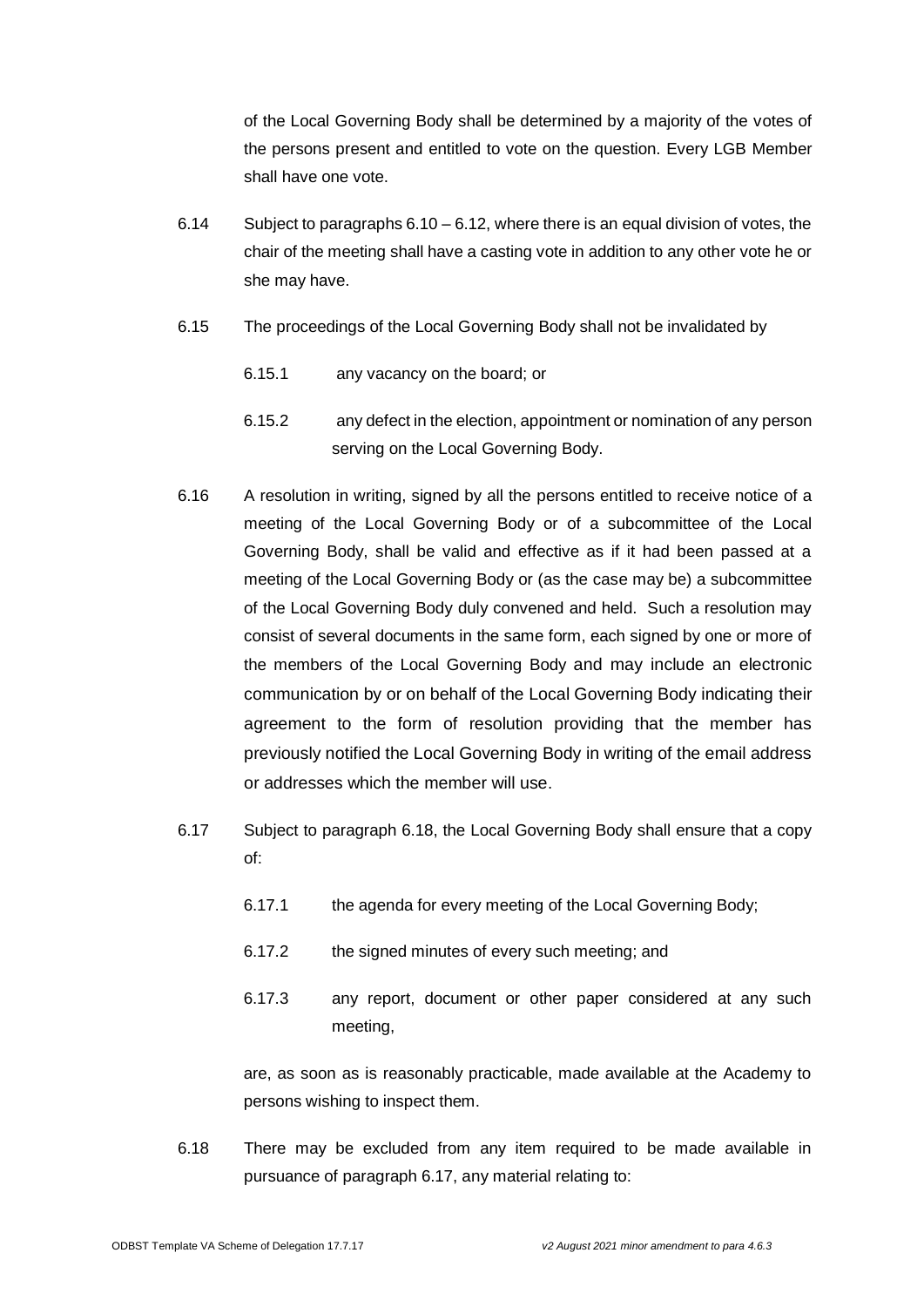of the Local Governing Body shall be determined by a majority of the votes of the persons present and entitled to vote on the question. Every LGB Member shall have one vote.

6.14 Subject to paragraphs 6.10 – 6.12, where there is an equal division of votes, the chair of the meeting shall have a casting vote in addition to any other vote he or she may have.

6.15 The proceedings of the Local Governing Body shall not be invalidated by

6.15.1 any vacancy on the board; or

6.15.2 any defect in the election, appointment or nomination of any person serving on the Local Governing Body.

6.16 A resolution in writing, signed by all the persons entitled to receive notice of a meeting of the Local Governing Body or of a subcommittee of the Local Governing Body, shall be valid and effective as if it had been passed at a meeting of the Local Governing Body or (as the case may be) a subcommittee of the Local Governing Body duly convened and held. Such a resolution may consist of several documents in the same form, each signed by one or more of the members of the Local Governing Body and may include an electronic communication by or on behalf of the Local Governing Body indicating their agreement to the form of resolution providing that the member has previously notified the Local Governing Body in writing of the email address or addresses which the member will use.

6.17 Subject to paragraph 6.18, the Local Governing Body shall ensure that a copy of:

6.17.1 the agenda for every meeting of the Local Governing Body;

6.17.2 the signed minutes of every such meeting; and

6.17.3 any report, document or other paper considered at any such meeting,

are, as soon as is reasonably practicable, made available at the Academy to persons wishing to inspect them.

6.18 There may be excluded from any item required to be made available in pursuance of paragraph 6.17, any material relating to: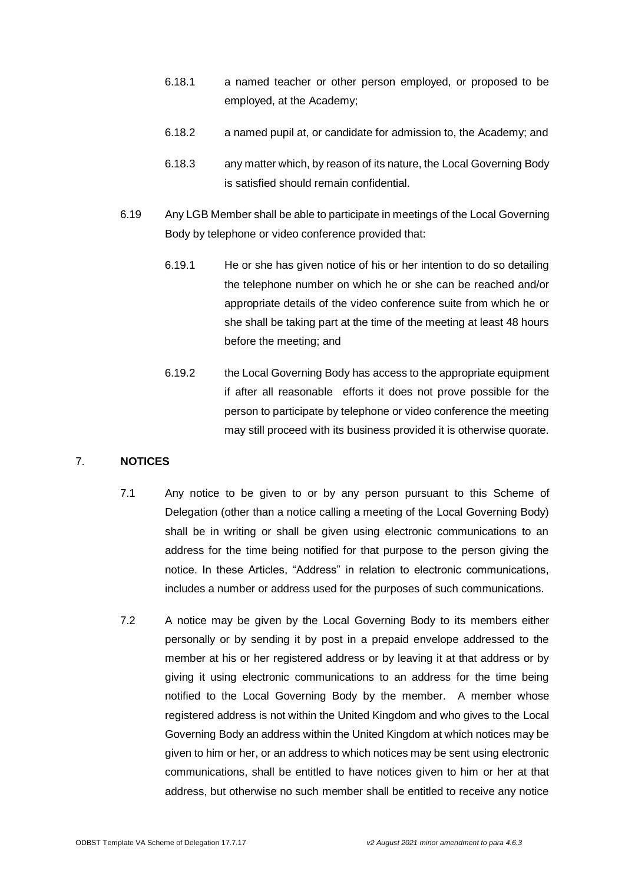6.18.1 a named teacher or other person employed, or proposed to be employed, at the Academy;

6.18.2 a named pupil at, or candidate for admission to, the Academy; and

6.18.3 any matter which, by reason of its nature, the Local Governing Body is satisfied should remain confidential.

6.19 Any LGB Member shall be able to participate in meetings of the Local Governing Body by telephone or video conference provided that:

6.19.1 He or she has given notice of his or her intention to do so detailing the telephone number on which he or she can be reached and/or appropriate details of the video conference suite from which he or she shall be taking part at the time of the meeting at least 48 hours before the meeting; and

6.19.2 the Local Governing Body has access to the appropriate equipment if after all reasonable efforts it does not prove possible for the person to participate by telephone or video conference the meeting may still proceed with its business provided it is otherwise quorate.

## 7. NOTICES

7.1 Any notice to be given to or by any person pursuant to this Scheme of Delegation (other than a notice calling a meeting of the Local Governing Body) shall be in writing or shall be given using electronic communications to an address for the time being notified for that purpose to the person giving the notice. In these Articles, "Address" in relation to electronic communications, includes a number or address used for the purposes of such communications.

7.2 A notice may be given by the Local Governing Body to its members either personally or by sending it by post in a prepaid envelope addressed to the member at his or her registered address or by leaving it at that address or by giving it using electronic communications to an address for the time being notified to the Local Governing Body by the member. A member whose registered address is not within the United Kingdom and who gives to the Local Governing Body an address within the United Kingdom at which notices may be given to him or her, or an address to which notices may be sent using electronic communications, shall be entitled to have notices given to him or her at that address, but otherwise no such member shall be entitled to receive any notice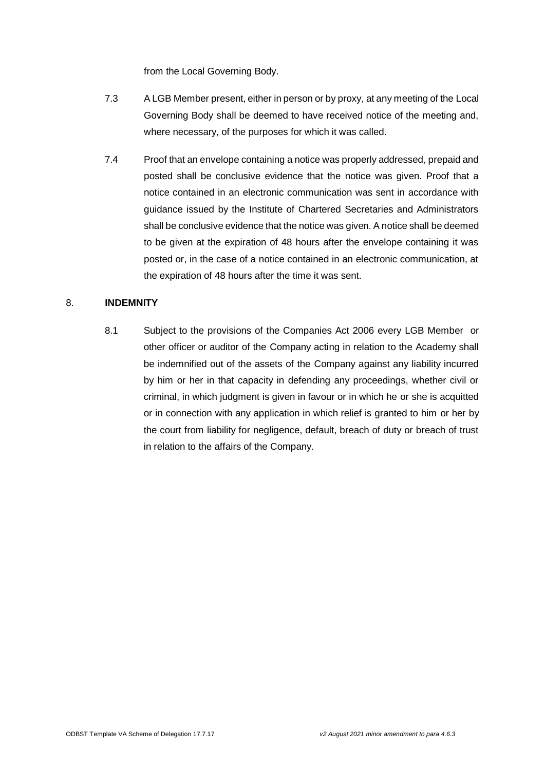from the Local Governing Body.

7.3 A LGB Member present, either in person or by proxy, at any meeting of the Local Governing Body shall be deemed to have received notice of the meeting and, where necessary, of the purposes for which it was called.

7.4 Proof that an envelope containing a notice was properly addressed, prepaid and posted shall be conclusive evidence that the notice was given. Proof that a notice contained in an electronic communication was sent in accordance with guidance issued by the Institute of Chartered Secretaries and Administrators shall be conclusive evidence that the notice was given. A notice shall be deemed to be given at the expiration of 48 hours after the envelope containing it was posted or, in the case of a notice contained in an electronic communication, at the expiration of 48 hours after the time it was sent.

## 8. INDEMNITY

8.1 Subject to the provisions of the Companies Act 2006 every LGB Member or other officer or auditor of the Company acting in relation to the Academy shall be indemnified out of the assets of the Company against any liability incurred by him or her in that capacity in defending any proceedings, whether civil or criminal, in which judgment is given in favour or in which he or she is acquitted or in connection with any application in which relief is granted to him or her by the court from liability for negligence, default, breach of duty or breach of trust in relation to the affairs of the Company.